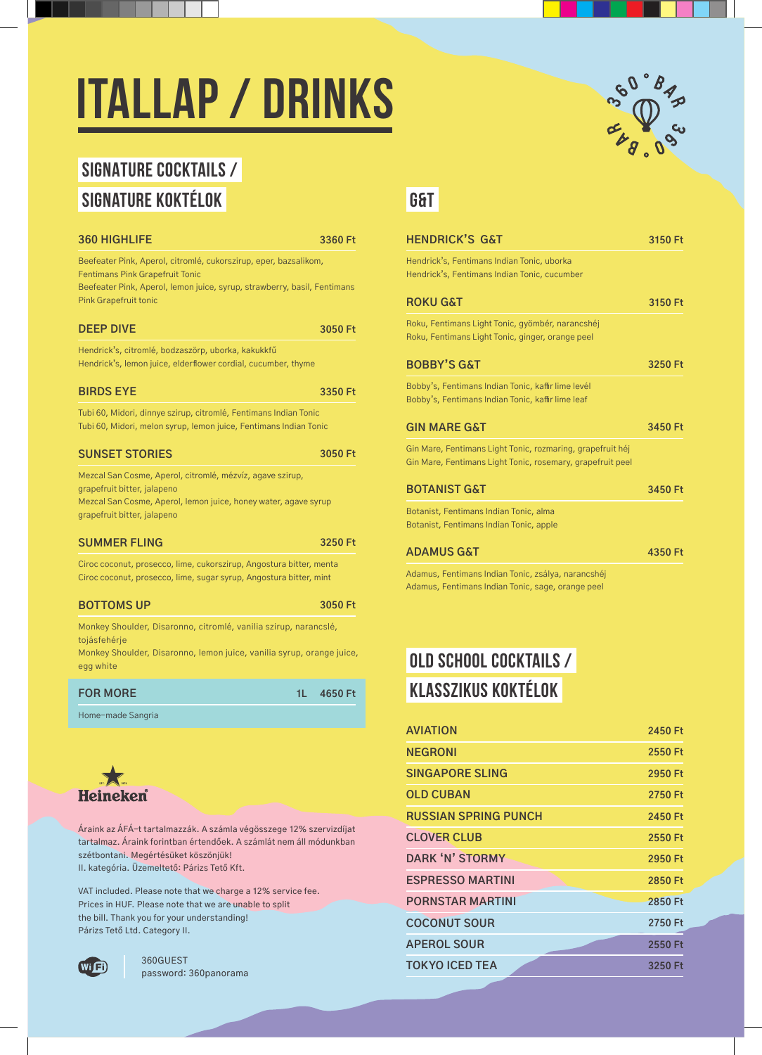# ITALLAP / DRINKS

## SIGNATURE COCKTAILS / SIGNATURE KOKTÉLOK

**360 HIGHLIFE** — 3360 Ft

Beefeater Pink, Aperol, citromlé, cukorszirup, eper, bazsalikom, Fentimans Pink Grapefruit Tonic
Beefeater Pink, Aperol, lemon juice, syrup, strawberry, basil, Fentimans Pink Grapefruit tonic

**DEEP DIVE** — 3050 Ft

Hendrick's, citromlé, bodzaszörp, uborka, kakukkfű
Hendrick's, lemon juice, elderflower cordial, cucumber, thyme

**BIRDS EYE** — 3350 Ft

Tubi 60, Midori, dinnye szirup, citromlé, Fentimans Indian Tonic
Tubi 60, Midori, melon syrup, lemon juice, Fentimans Indian Tonic

**SUNSET STORIES** — 3050 Ft

Mezcal San Cosme, Aperol, citromlé, mézvíz, agave szirup, grapefruit bitter, jalapeno
Mezcal San Cosme, Aperol, lemon juice, honey water, agave syrup grapefruit bitter, jalapeno

**SUMMER FLING** — 3250 Ft

Ciroc coconut, prosecco, lime, cukorszirup, Angostura bitter, menta
Ciroc coconut, prosecco, lime, sugar syrup, Angostura bitter, mint

**BOTTOMS UP** — 3050 Ft

Monkey Shoulder, Disaronno, citromlé, vanilia szirup, narancslé, tojásfehérje
Monkey Shoulder, Disaronno, lemon juice, vanilia syrup, orange juice, egg white

**FOR MORE** — 1L 4650 Ft

Home-made Sangria

## G&T

**HENDRICK'S G&T** — 3150 Ft

Hendrick's, Fentimans Indian Tonic, uborka
Hendrick's, Fentimans Indian Tonic, cucumber

**ROKU G&T** — 3150 Ft

Roku, Fentimans Light Tonic, gyömbér, narancshéj
Roku, Fentimans Light Tonic, ginger, orange peel

**BOBBY'S G&T** — 3250 Ft

Bobby's, Fentimans Indian Tonic, kaffir lime levél
Bobby's, Fentimans Indian Tonic, kaffir lime leaf

**GIN MARE G&T** — 3450 Ft

Gin Mare, Fentimans Light Tonic, rozmaring, grapefruit héj
Gin Mare, Fentimans Light Tonic, rosemary, grapefruit peel

**BOTANIST G&T** — 3450 Ft

Botanist, Fentimans Indian Tonic, alma
Botanist, Fentimans Indian Tonic, apple

**ADAMUS G&T** — 4350 Ft

Adamus, Fentimans Indian Tonic, zsálya, narancshéj
Adamus, Fentimans Indian Tonic, sage, orange peel

## OLD SCHOOL COCKTAILS / KLASSZIKUS KOKTÉLOK

| | |
|---|---|
| AVIATION | 2450 Ft |
| NEGRONI | 2550 Ft |
| SINGAPORE SLING | 2950 Ft |
| OLD CUBAN | 2750 Ft |
| RUSSIAN SPRING PUNCH | 2450 Ft |
| CLOVER CLUB | 2550 Ft |
| DARK 'N' STORMY | 2950 Ft |
| ESPRESSO MARTINI | 2850 Ft |
| PORNSTAR MARTINI | 2850 Ft |
| COCONUT SOUR | 2750 Ft |
| APEROL SOUR | 2550 Ft |
| TOKYO ICED TEA | 3250 Ft |

Heineken

Áraink az ÁFÁ-t tartalmazzák. A számla végösszege 12% szervizdíjat tartalmaz. Áraink forintban értendőek. A számlát nem áll módunkban szétbontani. Megértésüket köszönjük!
II. kategória. Üzemeltető: Párizs Tető Kft.

VAT included. Please note that we charge a 12% service fee. Prices in HUF. Please note that we are unable to split the bill. Thank you for your understanding!
Párizs Tető Ltd. Category II.

WiFi: 360GUEST
password: 360panorama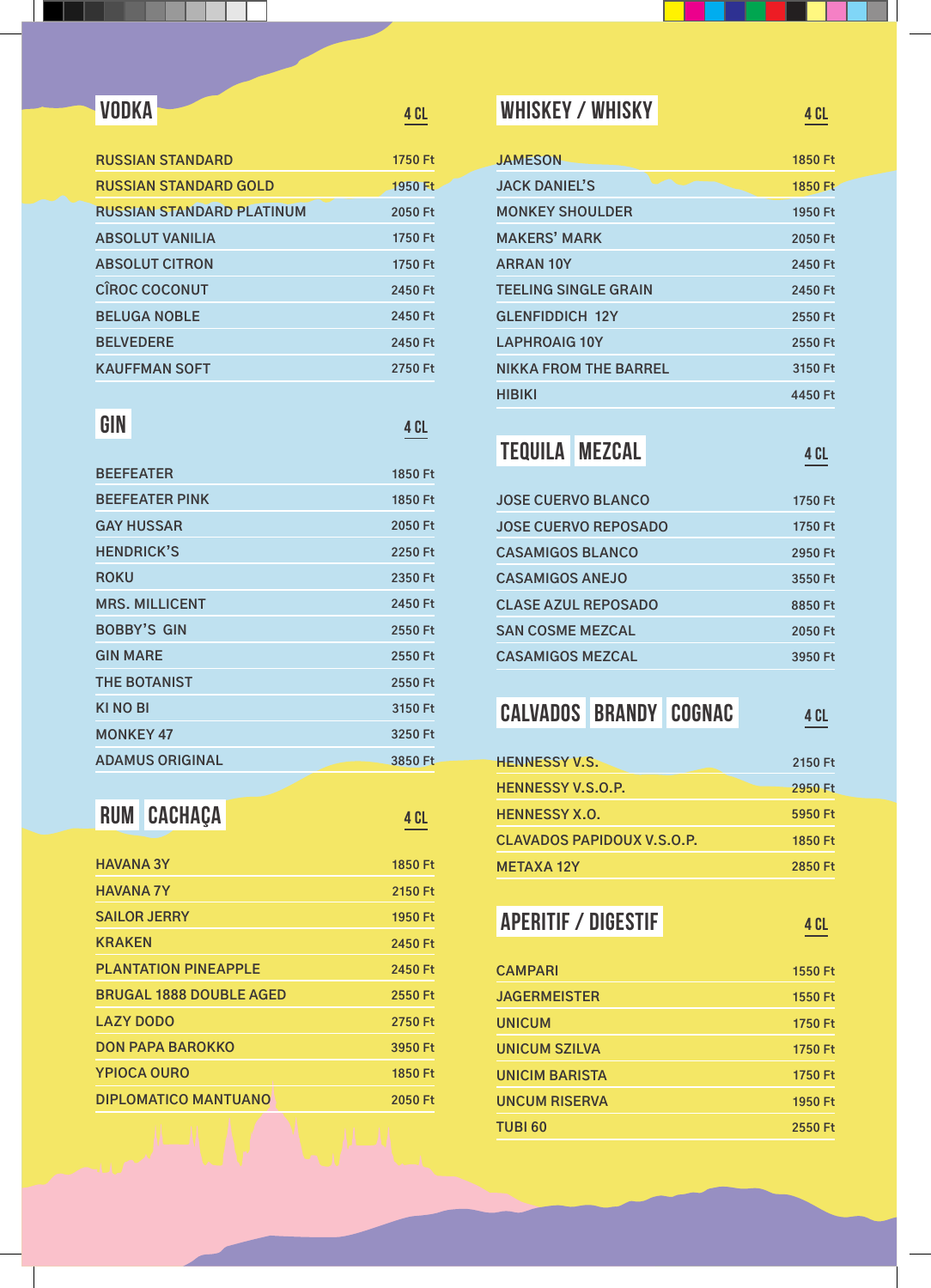## VODKA

| VODKA | 4 CL |
|---|---|
| RUSSIAN STANDARD | 1750 Ft |
| RUSSIAN STANDARD GOLD | 1950 Ft |
| RUSSIAN STANDARD PLATINUM | 2050 Ft |
| ABSOLUT VANILIA | 1750 Ft |
| ABSOLUT CITRON | 1750 Ft |
| CÎROC COCONUT | 2450 Ft |
| BELUGA NOBLE | 2450 Ft |
| BELVEDERE | 2450 Ft |
| KAUFFMAN SOFT | 2750 Ft |

## GIN

| GIN | 4 CL |
|---|---|
| BEEFEATER | 1850 Ft |
| BEEFEATER PINK | 1850 Ft |
| GAY HUSSAR | 2050 Ft |
| HENDRICK'S | 2250 Ft |
| ROKU | 2350 Ft |
| MRS. MILLICENT | 2450 Ft |
| BOBBY'S GIN | 2550 Ft |
| GIN MARE | 2550 Ft |
| THE BOTANIST | 2550 Ft |
| KI NO BI | 3150 Ft |
| MONKEY 47 | 3250 Ft |
| ADAMUS ORIGINAL | 3850 Ft |

## RUM CACHAÇA

| RUM CACHAÇA | 4 CL |
|---|---|
| HAVANA 3Y | 1850 Ft |
| HAVANA 7Y | 2150 Ft |
| SAILOR JERRY | 1950 Ft |
| KRAKEN | 2450 Ft |
| PLANTATION PINEAPPLE | 2450 Ft |
| BRUGAL 1888 DOUBLE AGED | 2550 Ft |
| LAZY DODO | 2750 Ft |
| DON PAPA BAROKKO | 3950 Ft |
| YPIOCA OURO | 1850 Ft |
| DIPLOMATICO MANTUANO | 2050 Ft |

## WHISKEY / WHISKY

| WHISKEY / WHISKY | 4 CL |
|---|---|
| JAMESON | 1850 Ft |
| JACK DANIEL'S | 1850 Ft |
| MONKEY SHOULDER | 1950 Ft |
| MAKERS' MARK | 2050 Ft |
| ARRAN 10Y | 2450 Ft |
| TEELING SINGLE GRAIN | 2450 Ft |
| GLENFIDDICH 12Y | 2550 Ft |
| LAPHROAIG 10Y | 2550 Ft |
| NIKKA FROM THE BARREL | 3150 Ft |
| HIBIKI | 4450 Ft |

## TEQUILA MEZCAL

| TEQUILA MEZCAL | 4 CL |
|---|---|
| JOSE CUERVO BLANCO | 1750 Ft |
| JOSE CUERVO REPOSADO | 1750 Ft |
| CASAMIGOS BLANCO | 2950 Ft |
| CASAMIGOS ANEJO | 3550 Ft |
| CLASE AZUL REPOSADO | 8850 Ft |
| SAN COSME MEZCAL | 2050 Ft |
| CASAMIGOS MEZCAL | 3950 Ft |

## CALVADOS BRANDY COGNAC

| CALVADOS BRANDY COGNAC | 4 CL |
|---|---|
| HENNESSY V.S. | 2150 Ft |
| HENNESSY V.S.O.P. | 2950 Ft |
| HENNESSY X.O. | 5950 Ft |
| CLAVADOS PAPIDOUX V.S.O.P. | 1850 Ft |
| METAXA 12Y | 2850 Ft |

## APERITIF / DIGESTIF

| APERITIF / DIGESTIF | 4 CL |
|---|---|
| CAMPARI | 1550 Ft |
| JAGERMEISTER | 1550 Ft |
| UNICUM | 1750 Ft |
| UNICUM SZILVA | 1750 Ft |
| UNICIM BARISTA | 1750 Ft |
| UNCUM RISERVA | 1950 Ft |
| TUBI 60 | 2550 Ft |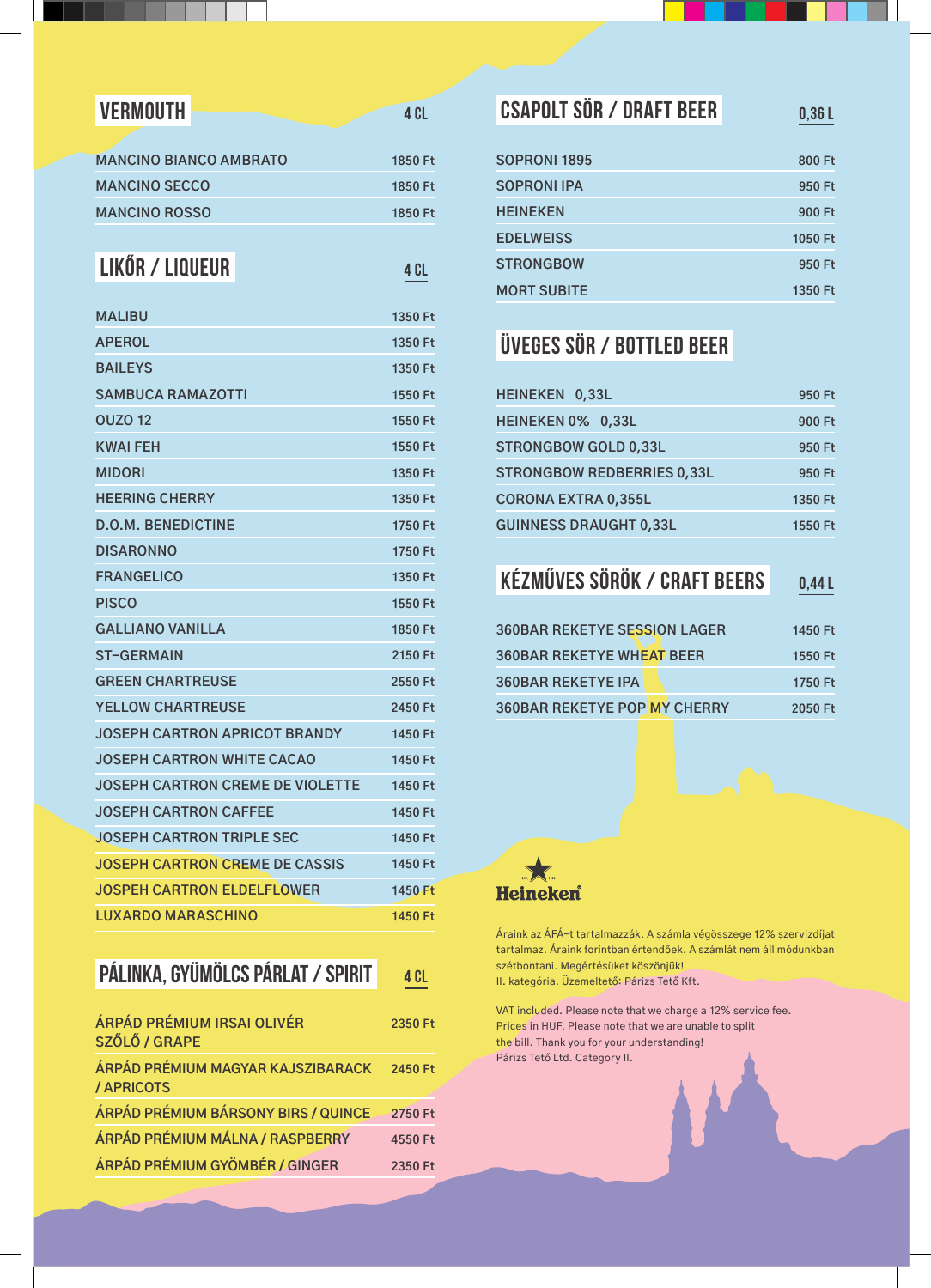## VERMOUTH

| VERMOUTH | 4 CL |
|---|---|
| MANCINO BIANCO AMBRATO | 1850 Ft |
| MANCINO SECCO | 1850 Ft |
| MANCINO ROSSO | 1850 Ft |

## LIKŐR / LIQUEUR

| LIKŐR / LIQUEUR | 4 CL |
|---|---|
| MALIBU | 1350 Ft |
| APEROL | 1350 Ft |
| BAILEYS | 1350 Ft |
| SAMBUCA RAMAZOTTI | 1550 Ft |
| OUZO 12 | 1550 Ft |
| KWAI FEH | 1550 Ft |
| MIDORI | 1350 Ft |
| HEERING CHERRY | 1350 Ft |
| D.O.M. BENEDICTINE | 1750 Ft |
| DISARONNO | 1750 Ft |
| FRANGELICO | 1350 Ft |
| PISCO | 1550 Ft |
| GALLIANO VANILLA | 1850 Ft |
| ST-GERMAIN | 2150 Ft |
| GREEN CHARTREUSE | 2550 Ft |
| YELLOW CHARTREUSE | 2450 Ft |
| JOSEPH CARTRON APRICOT BRANDY | 1450 Ft |
| JOSEPH CARTRON WHITE CACAO | 1450 Ft |
| JOSEPH CARTRON CREME DE VIOLETTE | 1450 Ft |
| JOSEPH CARTRON CAFFEE | 1450 Ft |
| JOSEPH CARTRON TRIPLE SEC | 1450 Ft |
| JOSEPH CARTRON CREME DE CASSIS | 1450 Ft |
| JOSPEH CARTRON ELDELFLOWER | 1450 Ft |
| LUXARDO MARASCHINO | 1450 Ft |

## PÁLINKA, GYÜMÖLCS PÁRLAT / SPIRIT

| PÁLINKA, GYÜMÖLCS PÁRLAT / SPIRIT | 4 CL |
|---|---|
| ÁRPÁD PRÉMIUM IRSAI OLIVÉR SZŐLŐ / GRAPE | 2350 Ft |
| ÁRPÁD PRÉMIUM MAGYAR KAJSZIBARACK / APRICOTS | 2450 Ft |
| ÁRPÁD PRÉMIUM BÁRSONY BIRS / QUINCE | 2750 Ft |
| ÁRPÁD PRÉMIUM MÁLNA / RASPBERRY | 4550 Ft |
| ÁRPÁD PRÉMIUM GYÖMBÉR / GINGER | 2350 Ft |

## CSAPOLT SÖR / DRAFT BEER

| CSAPOLT SÖR / DRAFT BEER | 0,36 L |
|---|---|
| SOPRONI 1895 | 800 Ft |
| SOPRONI IPA | 950 Ft |
| HEINEKEN | 900 Ft |
| EDELWEISS | 1050 Ft |
| STRONGBOW | 950 Ft |
| MORT SUBITE | 1350 Ft |

## ÜVEGES SÖR / BOTTLED BEER

| ÜVEGES SÖR / BOTTLED BEER | |
|---|---|
| HEINEKEN 0,33L | 950 Ft |
| HEINEKEN 0% 0,33L | 900 Ft |
| STRONGBOW GOLD 0,33L | 950 Ft |
| STRONGBOW REDBERRIES 0,33L | 950 Ft |
| CORONA EXTRA 0,355L | 1350 Ft |
| GUINNESS DRAUGHT 0,33L | 1550 Ft |

## KÉZMŰVES SÖRÖK / CRAFT BEERS

| KÉZMŰVES SÖRÖK / CRAFT BEERS | 0,44 L |
|---|---|
| 360BAR REKETYE SESSION LAGER | 1450 Ft |
| 360BAR REKETYE WHEAT BEER | 1550 Ft |
| 360BAR REKETYE IPA | 1750 Ft |
| 360BAR REKETYE POP MY CHERRY | 2050 Ft |

Heineken

Áraink az ÁFÁ-t tartalmazzák. A számla végösszege 12% szervizdíjat tartalmaz. Áraink forintban értendőek. A számlát nem áll módunkban szétbontani. Megértésüket köszönjük!
II. kategória. Üzemeltető: Párizs Tető Kft.

VAT included. Please note that we charge a 12% service fee. Prices in HUF. Please note that we are unable to split the bill. Thank you for your understanding!
Párizs Tető Ltd. Category II.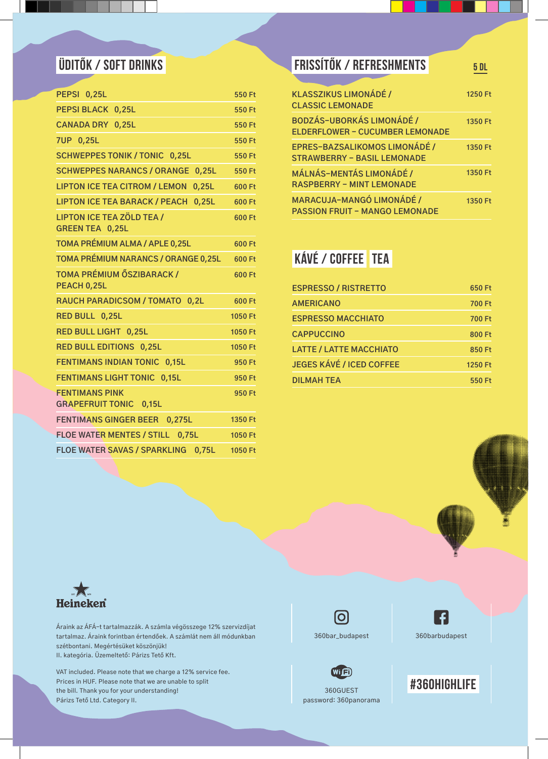## ÜDITŐK / SOFT DRINKS

| | |
|---|---|
| PEPSI 0,25L | 550 Ft |
| PEPSI BLACK 0,25L | 550 Ft |
| CANADA DRY 0,25L | 550 Ft |
| 7UP 0,25L | 550 Ft |
| SCHWEPPES TONIK / TONIC 0,25L | 550 Ft |
| SCHWEPPES NARANCS / ORANGE 0,25L | 550 Ft |
| LIPTON ICE TEA CITROM / LEMON 0,25L | 600 Ft |
| LIPTON ICE TEA BARACK / PEACH 0,25L | 600 Ft |
| LIPTON ICE TEA ZÖLD TEA / GREEN TEA 0,25L | 600 Ft |
| TOMA PRÉMIUM ALMA / APLE 0,25L | 600 Ft |
| TOMA PRÉMIUM NARANCS / ORANGE 0,25L | 600 Ft |
| TOMA PRÉMIUM ŐSZIBARACK / PEACH 0,25L | 600 Ft |
| RAUCH PARADICSOM / TOMATO 0,2L | 600 Ft |
| RED BULL 0,25L | 1050 Ft |
| RED BULL LIGHT 0,25L | 1050 Ft |
| RED BULL EDITIONS 0,25L | 1050 Ft |
| FENTIMANS INDIAN TONIC 0,15L | 950 Ft |
| FENTIMANS LIGHT TONIC 0,15L | 950 Ft |
| FENTIMANS PINK GRAPEFRUIT TONIC 0,15L | 950 Ft |
| FENTIMANS GINGER BEER 0,275L | 1350 Ft |
| FLOE WATER MENTES / STILL 0,75L | 1050 Ft |
| FLOE WATER SAVAS / SPARKLING 0,75L | 1050 Ft |

## FRISSÍTŐK / REFRESHMENTS

5 DL

| | |
|---|---|
| KLASSZIKUS LIMONÁDÉ / CLASSIC LEMONADE | 1250 Ft |
| BODZÁS–UBORKÁS LIMONÁDÉ / ELDERFLOWER – CUCUMBER LEMONADE | 1350 Ft |
| EPRES–BAZSALIKOMOS LIMONÁDÉ / STRAWBERRY – BASIL LEMONADE | 1350 Ft |
| MÁLNÁS–MENTÁS LIMONÁDÉ / RASPBERRY – MINT LEMONADE | 1350 Ft |
| MARACUJA–MANGÓ LIMONÁDÉ / PASSION FRUIT – MANGO LEMONADE | 1350 Ft |

## KÁVÉ / COFFEE TEA

| | |
|---|---|
| ESPRESSO / RISTRETTO | 650 Ft |
| AMERICANO | 700 Ft |
| ESPRESSO MACCHIATO | 700 Ft |
| CAPPUCCINO | 800 Ft |
| LATTE / LATTE MACCHIATO | 850 Ft |
| JEGES KÁVÉ / ICED COFFEE | 1250 Ft |
| DILMAH TEA | 550 Ft |

Heineken

Áraink az ÁFÁ-t tartalmazzák. A számla végösszege 12% szervizdíjat tartalmaz. Áraink forintban értendőek. A számlát nem áll módunkban szétbontani. Megértésüket köszönjük!
II. kategória. Üzemeltető: Párizs Tető Kft.

VAT included. Please note that we charge a 12% service fee.
Prices in HUF. Please note that we are unable to split the bill. Thank you for your understanding!
Párizs Tető Ltd. Category II.

360bar_budapest

360barbudapest

360GUEST
password: 360panorama

#360HIGHLIFE